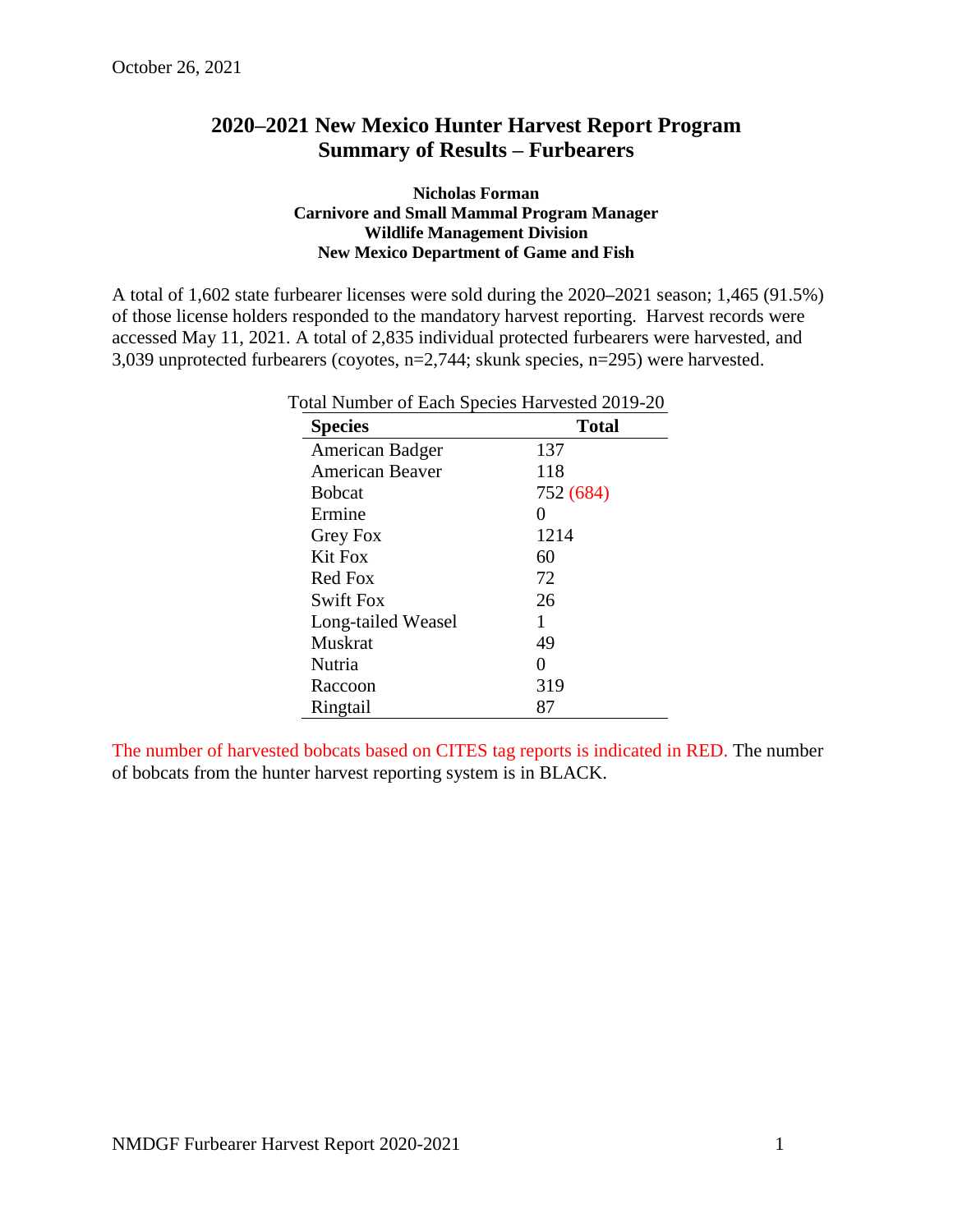October 26, 2021

# 2020–2021 New Mexico Hunter Harvest Report Program Summary of Results – Furbearers

**Nicholas Forman**
**Carnivore and Small Mammal Program Manager**
**Wildlife Management Division**
**New Mexico Department of Game and Fish**

A total of 1,602 state furbearer licenses were sold during the 2020–2021 season; 1,465 (91.5%) of those license holders responded to the mandatory harvest reporting. Harvest records were accessed May 11, 2021. A total of 2,835 individual protected furbearers were harvested, and 3,039 unprotected furbearers (coyotes, n=2,744; skunk species, n=295) were harvested.

Total Number of Each Species Harvested 2019-20

| Species | Total |
| --- | --- |
| American Badger | 137 |
| American Beaver | 118 |
| Bobcat | 752 (684) |
| Ermine | 0 |
| Grey Fox | 1214 |
| Kit Fox | 60 |
| Red Fox | 72 |
| Swift Fox | 26 |
| Long-tailed Weasel | 1 |
| Muskrat | 49 |
| Nutria | 0 |
| Raccoon | 319 |
| Ringtail | 87 |

The number of harvested bobcats based on CITES tag reports is indicated in RED. The number of bobcats from the hunter harvest reporting system is in BLACK.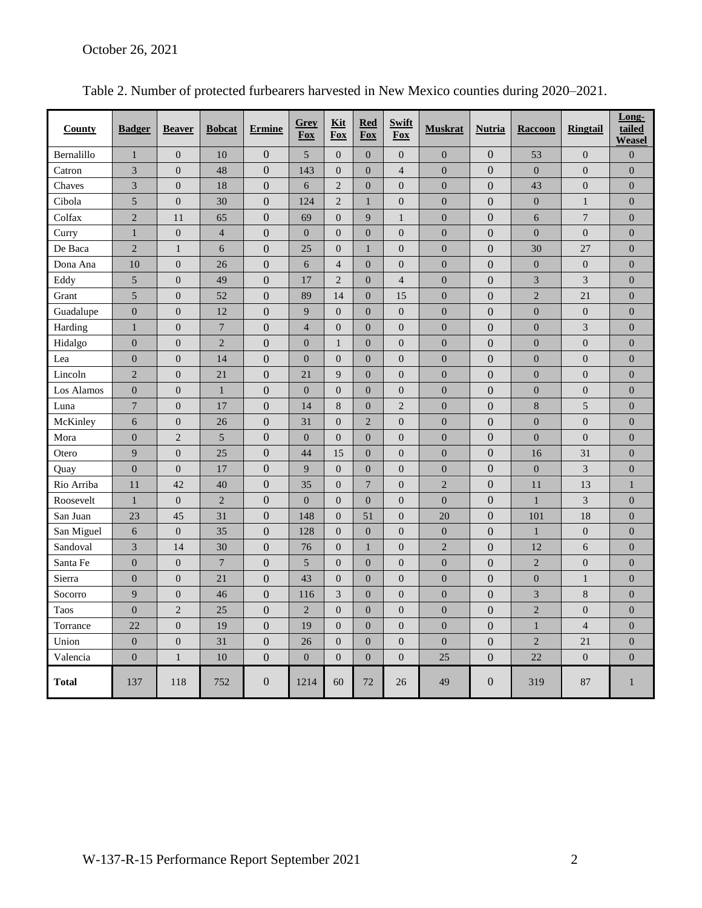October 26, 2021

Table 2. Number of protected furbearers harvested in New Mexico counties during 2020–2021.

| County | Badger | Beaver | Bobcat | Ermine | Grey Fox | Kit Fox | Red Fox | Swift Fox | Muskrat | Nutria | Raccoon | Ringtail | Long-tailed Weasel |
|---|---|---|---|---|---|---|---|---|---|---|---|---|---|
| Bernalillo | 1 | 0 | 10 | 0 | 5 | 0 | 0 | 0 | 0 | 0 | 53 | 0 | 0 |
| Catron | 3 | 0 | 48 | 0 | 143 | 0 | 0 | 4 | 0 | 0 | 0 | 0 | 0 |
| Chaves | 3 | 0 | 18 | 0 | 6 | 2 | 0 | 0 | 0 | 0 | 43 | 0 | 0 |
| Cibola | 5 | 0 | 30 | 0 | 124 | 2 | 1 | 0 | 0 | 0 | 0 | 1 | 0 |
| Colfax | 2 | 11 | 65 | 0 | 69 | 0 | 9 | 1 | 0 | 0 | 6 | 7 | 0 |
| Curry | 1 | 0 | 4 | 0 | 0 | 0 | 0 | 0 | 0 | 0 | 0 | 0 | 0 |
| De Baca | 2 | 1 | 6 | 0 | 25 | 0 | 1 | 0 | 0 | 0 | 30 | 27 | 0 |
| Dona Ana | 10 | 0 | 26 | 0 | 6 | 4 | 0 | 0 | 0 | 0 | 0 | 0 | 0 |
| Eddy | 5 | 0 | 49 | 0 | 17 | 2 | 0 | 4 | 0 | 0 | 3 | 3 | 0 |
| Grant | 5 | 0 | 52 | 0 | 89 | 14 | 0 | 15 | 0 | 0 | 2 | 21 | 0 |
| Guadalupe | 0 | 0 | 12 | 0 | 9 | 0 | 0 | 0 | 0 | 0 | 0 | 0 | 0 |
| Harding | 1 | 0 | 7 | 0 | 4 | 0 | 0 | 0 | 0 | 0 | 0 | 3 | 0 |
| Hidalgo | 0 | 0 | 2 | 0 | 0 | 1 | 0 | 0 | 0 | 0 | 0 | 0 | 0 |
| Lea | 0 | 0 | 14 | 0 | 0 | 0 | 0 | 0 | 0 | 0 | 0 | 0 | 0 |
| Lincoln | 2 | 0 | 21 | 0 | 21 | 9 | 0 | 0 | 0 | 0 | 0 | 0 | 0 |
| Los Alamos | 0 | 0 | 1 | 0 | 0 | 0 | 0 | 0 | 0 | 0 | 0 | 0 | 0 |
| Luna | 7 | 0 | 17 | 0 | 14 | 8 | 0 | 2 | 0 | 0 | 8 | 5 | 0 |
| McKinley | 6 | 0 | 26 | 0 | 31 | 0 | 2 | 0 | 0 | 0 | 0 | 0 | 0 |
| Mora | 0 | 2 | 5 | 0 | 0 | 0 | 0 | 0 | 0 | 0 | 0 | 0 | 0 |
| Otero | 9 | 0 | 25 | 0 | 44 | 15 | 0 | 0 | 0 | 0 | 16 | 31 | 0 |
| Quay | 0 | 0 | 17 | 0 | 9 | 0 | 0 | 0 | 0 | 0 | 0 | 3 | 0 |
| Rio Arriba | 11 | 42 | 40 | 0 | 35 | 0 | 7 | 0 | 2 | 0 | 11 | 13 | 1 |
| Roosevelt | 1 | 0 | 2 | 0 | 0 | 0 | 0 | 0 | 0 | 0 | 1 | 3 | 0 |
| San Juan | 23 | 45 | 31 | 0 | 148 | 0 | 51 | 0 | 20 | 0 | 101 | 18 | 0 |
| San Miguel | 6 | 0 | 35 | 0 | 128 | 0 | 0 | 0 | 0 | 0 | 1 | 0 | 0 |
| Sandoval | 3 | 14 | 30 | 0 | 76 | 0 | 1 | 0 | 2 | 0 | 12 | 6 | 0 |
| Santa Fe | 0 | 0 | 7 | 0 | 5 | 0 | 0 | 0 | 0 | 0 | 2 | 0 | 0 |
| Sierra | 0 | 0 | 21 | 0 | 43 | 0 | 0 | 0 | 0 | 0 | 0 | 1 | 0 |
| Socorro | 9 | 0 | 46 | 0 | 116 | 3 | 0 | 0 | 0 | 0 | 3 | 8 | 0 |
| Taos | 0 | 2 | 25 | 0 | 2 | 0 | 0 | 0 | 0 | 0 | 2 | 0 | 0 |
| Torrance | 22 | 0 | 19 | 0 | 19 | 0 | 0 | 0 | 0 | 0 | 1 | 4 | 0 |
| Union | 0 | 0 | 31 | 0 | 26 | 0 | 0 | 0 | 0 | 0 | 2 | 21 | 0 |
| Valencia | 0 | 1 | 10 | 0 | 0 | 0 | 0 | 0 | 25 | 0 | 22 | 0 | 0 |
| **Total** | 137 | 118 | 752 | 0 | 1214 | 60 | 72 | 26 | 49 | 0 | 319 | 87 | 1 |

W-137-R-15 Performance Report September 2021